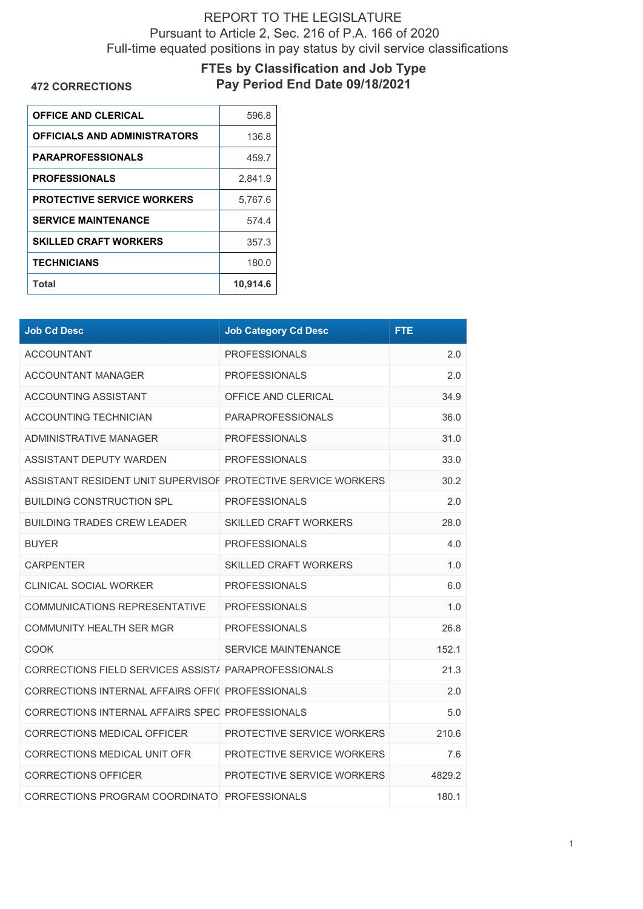REPORT TO THE LEGISLATURE
Pursuant to Article 2, Sec. 216 of P.A. 166 of 2020
Full-time equated positions in pay status by civil service classifications

## FTEs by Classification and Job Type
## Pay Period End Date 09/18/2021

**472 CORRECTIONS**

| | |
|---|---|
| **OFFICE AND CLERICAL** | 596.8 |
| **OFFICIALS AND ADMINISTRATORS** | 136.8 |
| **PARAPROFESSIONALS** | 459.7 |
| **PROFESSIONALS** | 2,841.9 |
| **PROTECTIVE SERVICE WORKERS** | 5,767.6 |
| **SERVICE MAINTENANCE** | 574.4 |
| **SKILLED CRAFT WORKERS** | 357.3 |
| **TECHNICIANS** | 180.0 |
| **Total** | **10,914.6** |

| Job Cd Desc | Job Category Cd Desc | FTE |
|---|---|---|
| ACCOUNTANT | PROFESSIONALS | 2.0 |
| ACCOUNTANT MANAGER | PROFESSIONALS | 2.0 |
| ACCOUNTING ASSISTANT | OFFICE AND CLERICAL | 34.9 |
| ACCOUNTING TECHNICIAN | PARAPROFESSIONALS | 36.0 |
| ADMINISTRATIVE MANAGER | PROFESSIONALS | 31.0 |
| ASSISTANT DEPUTY WARDEN | PROFESSIONALS | 33.0 |
| ASSISTANT RESIDENT UNIT SUPERVISOF | PROTECTIVE SERVICE WORKERS | 30.2 |
| BUILDING CONSTRUCTION SPL | PROFESSIONALS | 2.0 |
| BUILDING TRADES CREW LEADER | SKILLED CRAFT WORKERS | 28.0 |
| BUYER | PROFESSIONALS | 4.0 |
| CARPENTER | SKILLED CRAFT WORKERS | 1.0 |
| CLINICAL SOCIAL WORKER | PROFESSIONALS | 6.0 |
| COMMUNICATIONS REPRESENTATIVE | PROFESSIONALS | 1.0 |
| COMMUNITY HEALTH SER MGR | PROFESSIONALS | 26.8 |
| COOK | SERVICE MAINTENANCE | 152.1 |
| CORRECTIONS FIELD SERVICES ASSISTA | PARAPROFESSIONALS | 21.3 |
| CORRECTIONS INTERNAL AFFAIRS OFFIC | PROFESSIONALS | 2.0 |
| CORRECTIONS INTERNAL AFFAIRS SPEC | PROFESSIONALS | 5.0 |
| CORRECTIONS MEDICAL OFFICER | PROTECTIVE SERVICE WORKERS | 210.6 |
| CORRECTIONS MEDICAL UNIT OFR | PROTECTIVE SERVICE WORKERS | 7.6 |
| CORRECTIONS OFFICER | PROTECTIVE SERVICE WORKERS | 4829.2 |
| CORRECTIONS PROGRAM COORDINATO | PROFESSIONALS | 180.1 |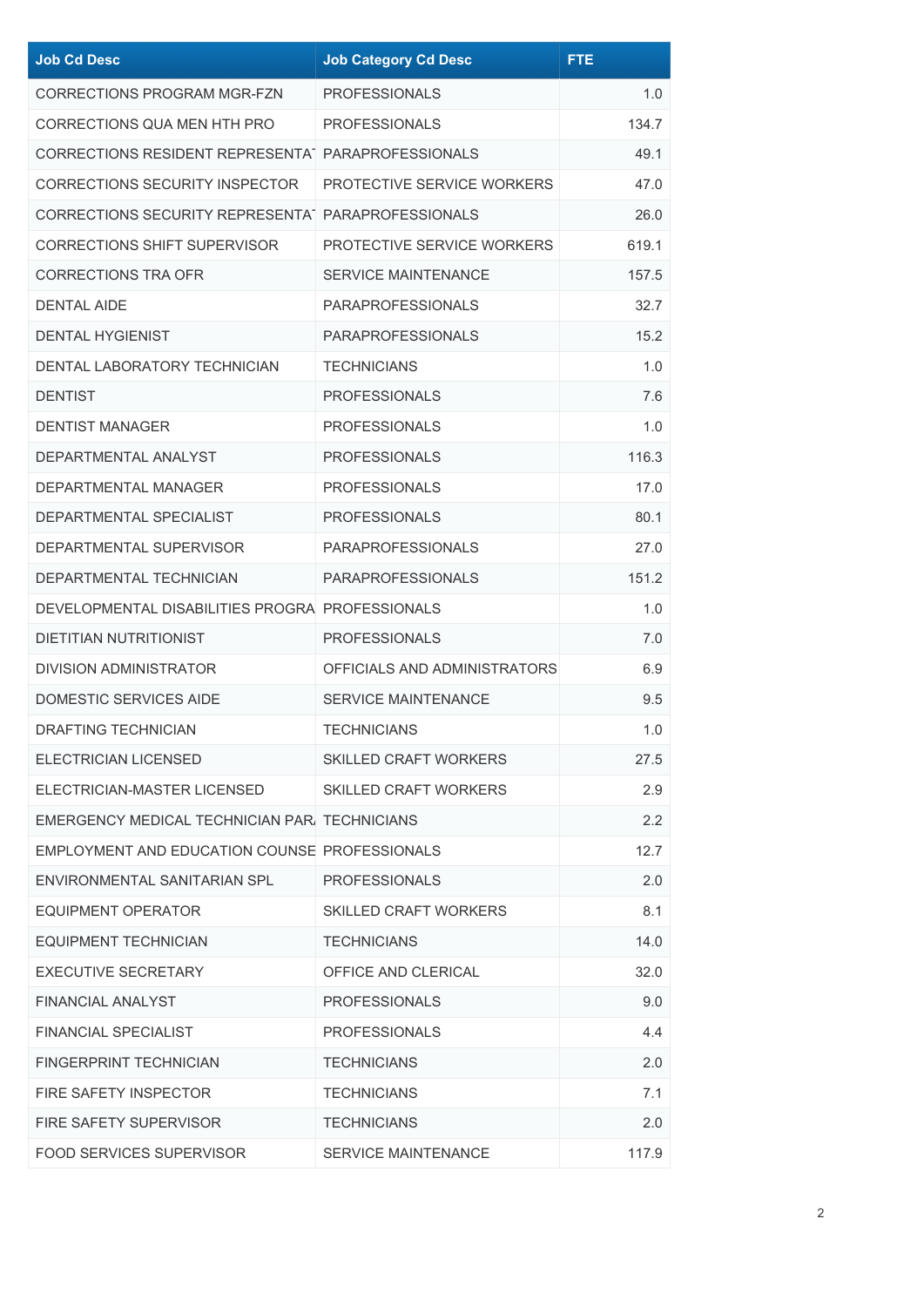| Job Cd Desc | Job Category Cd Desc | FTE |
|---|---|---|
| CORRECTIONS PROGRAM MGR-FZN | PROFESSIONALS | 1.0 |
| CORRECTIONS QUA MEN HTH PRO | PROFESSIONALS | 134.7 |
| CORRECTIONS RESIDENT REPRESENTAT | PARAPROFESSIONALS | 49.1 |
| CORRECTIONS SECURITY INSPECTOR | PROTECTIVE SERVICE WORKERS | 47.0 |
| CORRECTIONS SECURITY REPRESENTAT | PARAPROFESSIONALS | 26.0 |
| CORRECTIONS SHIFT SUPERVISOR | PROTECTIVE SERVICE WORKERS | 619.1 |
| CORRECTIONS TRA OFR | SERVICE MAINTENANCE | 157.5 |
| DENTAL AIDE | PARAPROFESSIONALS | 32.7 |
| DENTAL HYGIENIST | PARAPROFESSIONALS | 15.2 |
| DENTAL LABORATORY TECHNICIAN | TECHNICIANS | 1.0 |
| DENTIST | PROFESSIONALS | 7.6 |
| DENTIST MANAGER | PROFESSIONALS | 1.0 |
| DEPARTMENTAL ANALYST | PROFESSIONALS | 116.3 |
| DEPARTMENTAL MANAGER | PROFESSIONALS | 17.0 |
| DEPARTMENTAL SPECIALIST | PROFESSIONALS | 80.1 |
| DEPARTMENTAL SUPERVISOR | PARAPROFESSIONALS | 27.0 |
| DEPARTMENTAL TECHNICIAN | PARAPROFESSIONALS | 151.2 |
| DEVELOPMENTAL DISABILITIES PROGRA | PROFESSIONALS | 1.0 |
| DIETITIAN NUTRITIONIST | PROFESSIONALS | 7.0 |
| DIVISION ADMINISTRATOR | OFFICIALS AND ADMINISTRATORS | 6.9 |
| DOMESTIC SERVICES AIDE | SERVICE MAINTENANCE | 9.5 |
| DRAFTING TECHNICIAN | TECHNICIANS | 1.0 |
| ELECTRICIAN LICENSED | SKILLED CRAFT WORKERS | 27.5 |
| ELECTRICIAN-MASTER LICENSED | SKILLED CRAFT WORKERS | 2.9 |
| EMERGENCY MEDICAL TECHNICIAN PAR | TECHNICIANS | 2.2 |
| EMPLOYMENT AND EDUCATION COUNSE | PROFESSIONALS | 12.7 |
| ENVIRONMENTAL SANITARIAN SPL | PROFESSIONALS | 2.0 |
| EQUIPMENT OPERATOR | SKILLED CRAFT WORKERS | 8.1 |
| EQUIPMENT TECHNICIAN | TECHNICIANS | 14.0 |
| EXECUTIVE SECRETARY | OFFICE AND CLERICAL | 32.0 |
| FINANCIAL ANALYST | PROFESSIONALS | 9.0 |
| FINANCIAL SPECIALIST | PROFESSIONALS | 4.4 |
| FINGERPRINT TECHNICIAN | TECHNICIANS | 2.0 |
| FIRE SAFETY INSPECTOR | TECHNICIANS | 7.1 |
| FIRE SAFETY SUPERVISOR | TECHNICIANS | 2.0 |
| FOOD SERVICES SUPERVISOR | SERVICE MAINTENANCE | 117.9 |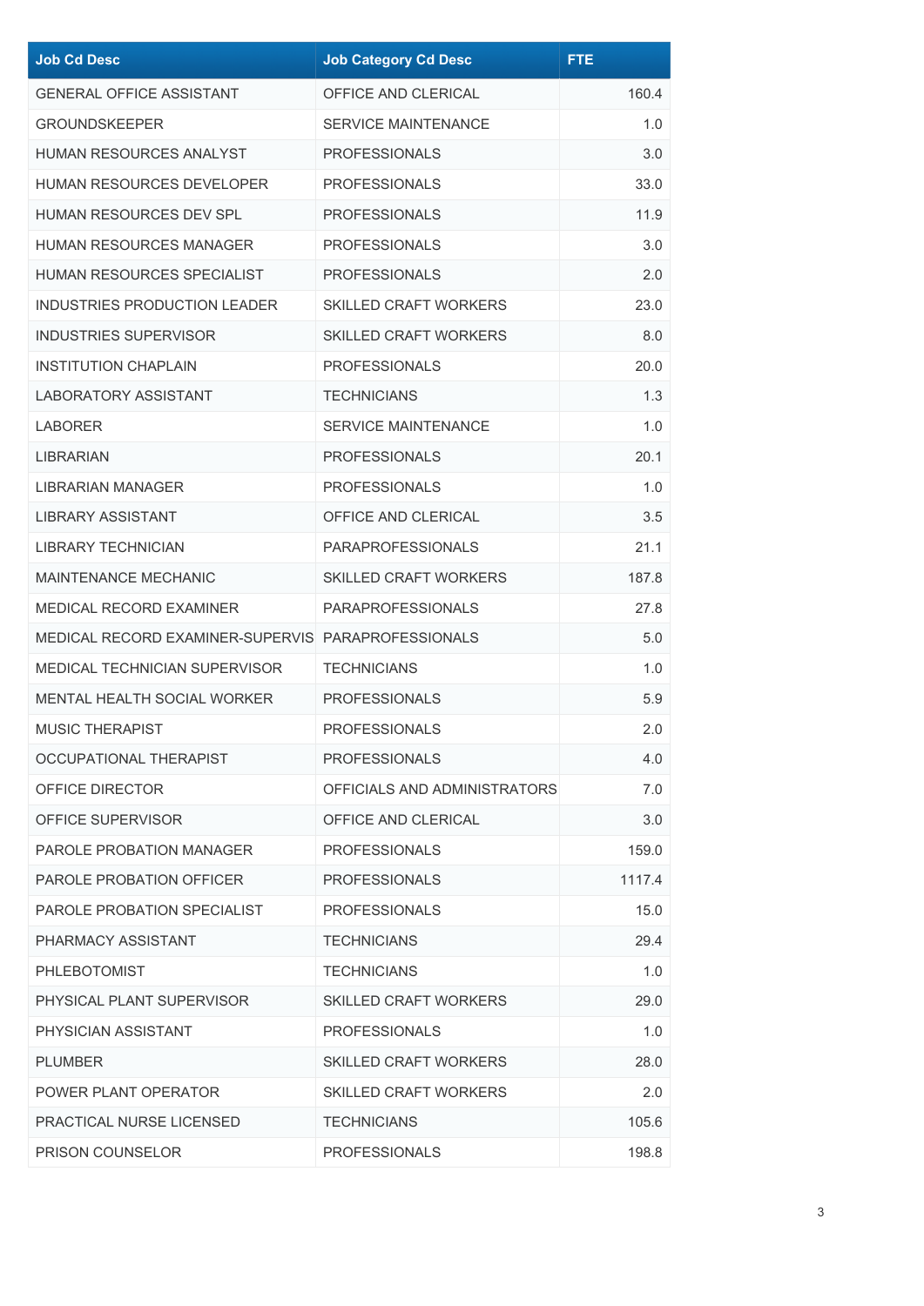| Job Cd Desc | Job Category Cd Desc | FTE |
|---|---|---|
| GENERAL OFFICE ASSISTANT | OFFICE AND CLERICAL | 160.4 |
| GROUNDSKEEPER | SERVICE MAINTENANCE | 1.0 |
| HUMAN RESOURCES ANALYST | PROFESSIONALS | 3.0 |
| HUMAN RESOURCES DEVELOPER | PROFESSIONALS | 33.0 |
| HUMAN RESOURCES DEV SPL | PROFESSIONALS | 11.9 |
| HUMAN RESOURCES MANAGER | PROFESSIONALS | 3.0 |
| HUMAN RESOURCES SPECIALIST | PROFESSIONALS | 2.0 |
| INDUSTRIES PRODUCTION LEADER | SKILLED CRAFT WORKERS | 23.0 |
| INDUSTRIES SUPERVISOR | SKILLED CRAFT WORKERS | 8.0 |
| INSTITUTION CHAPLAIN | PROFESSIONALS | 20.0 |
| LABORATORY ASSISTANT | TECHNICIANS | 1.3 |
| LABORER | SERVICE MAINTENANCE | 1.0 |
| LIBRARIAN | PROFESSIONALS | 20.1 |
| LIBRARIAN MANAGER | PROFESSIONALS | 1.0 |
| LIBRARY ASSISTANT | OFFICE AND CLERICAL | 3.5 |
| LIBRARY TECHNICIAN | PARAPROFESSIONALS | 21.1 |
| MAINTENANCE MECHANIC | SKILLED CRAFT WORKERS | 187.8 |
| MEDICAL RECORD EXAMINER | PARAPROFESSIONALS | 27.8 |
| MEDICAL RECORD EXAMINER-SUPERVIS | PARAPROFESSIONALS | 5.0 |
| MEDICAL TECHNICIAN SUPERVISOR | TECHNICIANS | 1.0 |
| MENTAL HEALTH SOCIAL WORKER | PROFESSIONALS | 5.9 |
| MUSIC THERAPIST | PROFESSIONALS | 2.0 |
| OCCUPATIONAL THERAPIST | PROFESSIONALS | 4.0 |
| OFFICE DIRECTOR | OFFICIALS AND ADMINISTRATORS | 7.0 |
| OFFICE SUPERVISOR | OFFICE AND CLERICAL | 3.0 |
| PAROLE PROBATION MANAGER | PROFESSIONALS | 159.0 |
| PAROLE PROBATION OFFICER | PROFESSIONALS | 1117.4 |
| PAROLE PROBATION SPECIALIST | PROFESSIONALS | 15.0 |
| PHARMACY ASSISTANT | TECHNICIANS | 29.4 |
| PHLEBOTOMIST | TECHNICIANS | 1.0 |
| PHYSICAL PLANT SUPERVISOR | SKILLED CRAFT WORKERS | 29.0 |
| PHYSICIAN ASSISTANT | PROFESSIONALS | 1.0 |
| PLUMBER | SKILLED CRAFT WORKERS | 28.0 |
| POWER PLANT OPERATOR | SKILLED CRAFT WORKERS | 2.0 |
| PRACTICAL NURSE LICENSED | TECHNICIANS | 105.6 |
| PRISON COUNSELOR | PROFESSIONALS | 198.8 |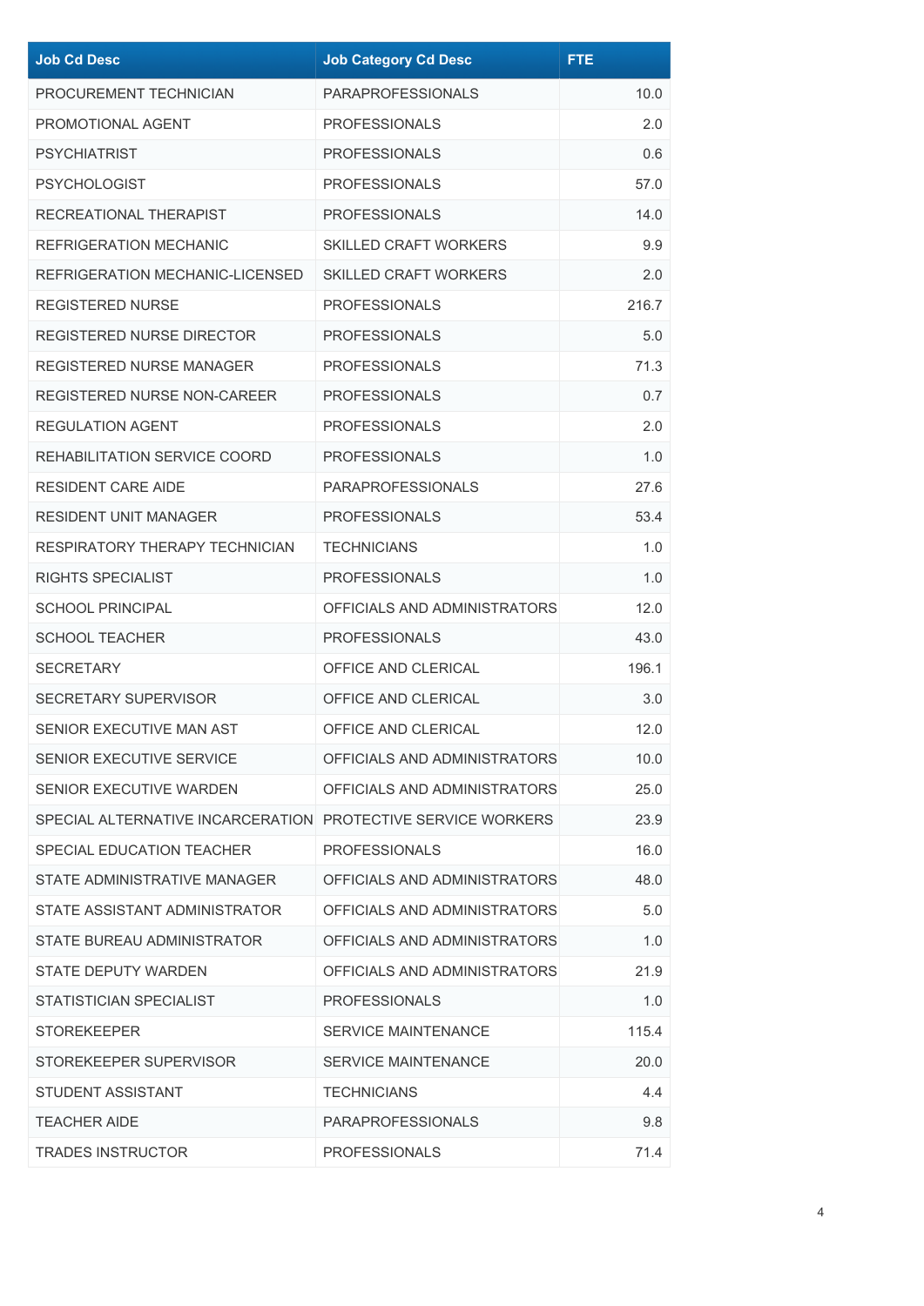| Job Cd Desc | Job Category Cd Desc | FTE |
|---|---|---|
| PROCUREMENT TECHNICIAN | PARAPROFESSIONALS | 10.0 |
| PROMOTIONAL AGENT | PROFESSIONALS | 2.0 |
| PSYCHIATRIST | PROFESSIONALS | 0.6 |
| PSYCHOLOGIST | PROFESSIONALS | 57.0 |
| RECREATIONAL THERAPIST | PROFESSIONALS | 14.0 |
| REFRIGERATION MECHANIC | SKILLED CRAFT WORKERS | 9.9 |
| REFRIGERATION MECHANIC-LICENSED | SKILLED CRAFT WORKERS | 2.0 |
| REGISTERED NURSE | PROFESSIONALS | 216.7 |
| REGISTERED NURSE DIRECTOR | PROFESSIONALS | 5.0 |
| REGISTERED NURSE MANAGER | PROFESSIONALS | 71.3 |
| REGISTERED NURSE NON-CAREER | PROFESSIONALS | 0.7 |
| REGULATION AGENT | PROFESSIONALS | 2.0 |
| REHABILITATION SERVICE COORD | PROFESSIONALS | 1.0 |
| RESIDENT CARE AIDE | PARAPROFESSIONALS | 27.6 |
| RESIDENT UNIT MANAGER | PROFESSIONALS | 53.4 |
| RESPIRATORY THERAPY TECHNICIAN | TECHNICIANS | 1.0 |
| RIGHTS SPECIALIST | PROFESSIONALS | 1.0 |
| SCHOOL PRINCIPAL | OFFICIALS AND ADMINISTRATORS | 12.0 |
| SCHOOL TEACHER | PROFESSIONALS | 43.0 |
| SECRETARY | OFFICE AND CLERICAL | 196.1 |
| SECRETARY SUPERVISOR | OFFICE AND CLERICAL | 3.0 |
| SENIOR EXECUTIVE MAN AST | OFFICE AND CLERICAL | 12.0 |
| SENIOR EXECUTIVE SERVICE | OFFICIALS AND ADMINISTRATORS | 10.0 |
| SENIOR EXECUTIVE WARDEN | OFFICIALS AND ADMINISTRATORS | 25.0 |
| SPECIAL ALTERNATIVE INCARCERATION | PROTECTIVE SERVICE WORKERS | 23.9 |
| SPECIAL EDUCATION TEACHER | PROFESSIONALS | 16.0 |
| STATE ADMINISTRATIVE MANAGER | OFFICIALS AND ADMINISTRATORS | 48.0 |
| STATE ASSISTANT ADMINISTRATOR | OFFICIALS AND ADMINISTRATORS | 5.0 |
| STATE BUREAU ADMINISTRATOR | OFFICIALS AND ADMINISTRATORS | 1.0 |
| STATE DEPUTY WARDEN | OFFICIALS AND ADMINISTRATORS | 21.9 |
| STATISTICIAN SPECIALIST | PROFESSIONALS | 1.0 |
| STOREKEEPER | SERVICE MAINTENANCE | 115.4 |
| STOREKEEPER SUPERVISOR | SERVICE MAINTENANCE | 20.0 |
| STUDENT ASSISTANT | TECHNICIANS | 4.4 |
| TEACHER AIDE | PARAPROFESSIONALS | 9.8 |
| TRADES INSTRUCTOR | PROFESSIONALS | 71.4 |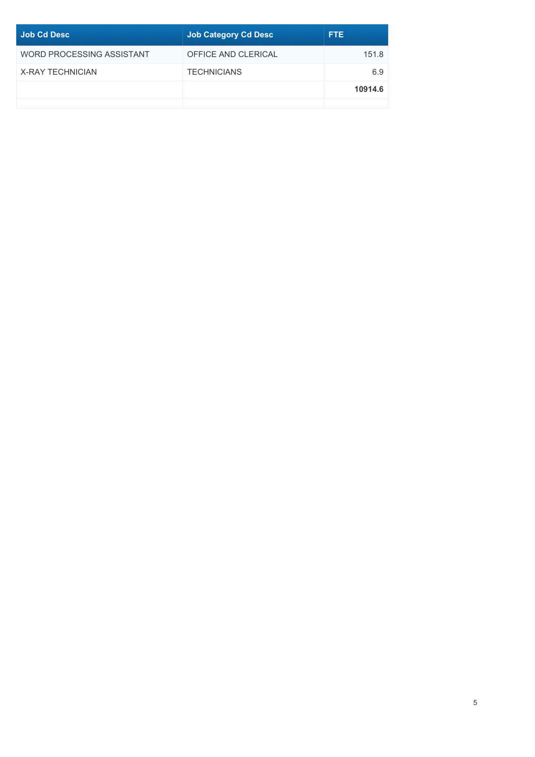| Job Cd Desc | Job Category Cd Desc | FTE |
| --- | --- | --- |
| WORD PROCESSING ASSISTANT | OFFICE AND CLERICAL | 151.8 |
| X-RAY TECHNICIAN | TECHNICIANS | 6.9 |
| | | **10914.6** |
| | | |